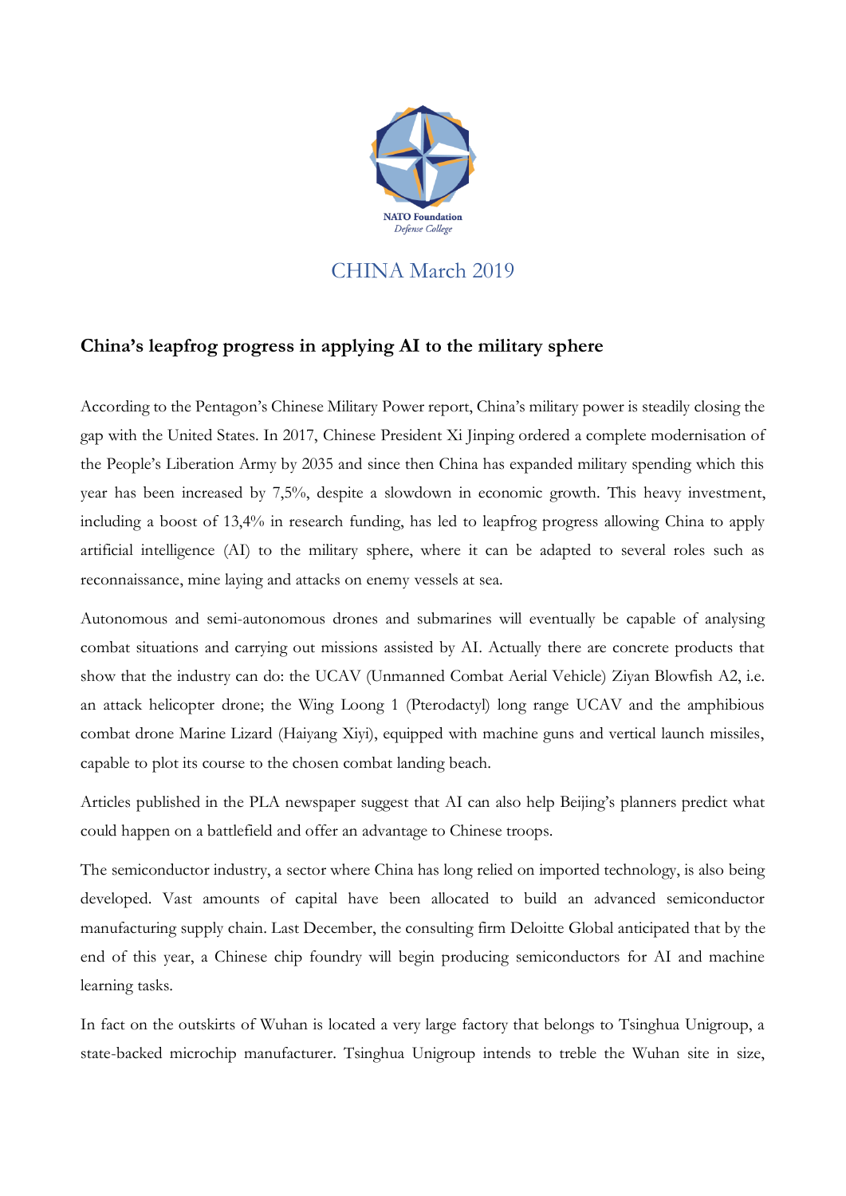NATO Foundation
*Defense College*

CHINA March 2019

## China's leapfrog progress in applying AI to the military sphere

According to the Pentagon's Chinese Military Power report, China's military power is steadily closing the gap with the United States. In 2017, Chinese President Xi Jinping ordered a complete modernisation of the People's Liberation Army by 2035 and since then China has expanded military spending which this year has been increased by 7,5%, despite a slowdown in economic growth. This heavy investment, including a boost of 13,4% in research funding, has led to leapfrog progress allowing China to apply artificial intelligence (AI) to the military sphere, where it can be adapted to several roles such as reconnaissance, mine laying and attacks on enemy vessels at sea.

Autonomous and semi-autonomous drones and submarines will eventually be capable of analysing combat situations and carrying out missions assisted by AI. Actually there are concrete products that show that the industry can do: the UCAV (Unmanned Combat Aerial Vehicle) Ziyan Blowfish A2, i.e. an attack helicopter drone; the Wing Loong 1 (Pterodactyl) long range UCAV and the amphibious combat drone Marine Lizard (Haiyang Xiyi), equipped with machine guns and vertical launch missiles, capable to plot its course to the chosen combat landing beach.

Articles published in the PLA newspaper suggest that AI can also help Beijing's planners predict what could happen on a battlefield and offer an advantage to Chinese troops.

The semiconductor industry, a sector where China has long relied on imported technology, is also being developed. Vast amounts of capital have been allocated to build an advanced semiconductor manufacturing supply chain. Last December, the consulting firm Deloitte Global anticipated that by the end of this year, a Chinese chip foundry will begin producing semiconductors for AI and machine learning tasks.

In fact on the outskirts of Wuhan is located a very large factory that belongs to Tsinghua Unigroup, a state-backed microchip manufacturer. Tsinghua Unigroup intends to treble the Wuhan site in size,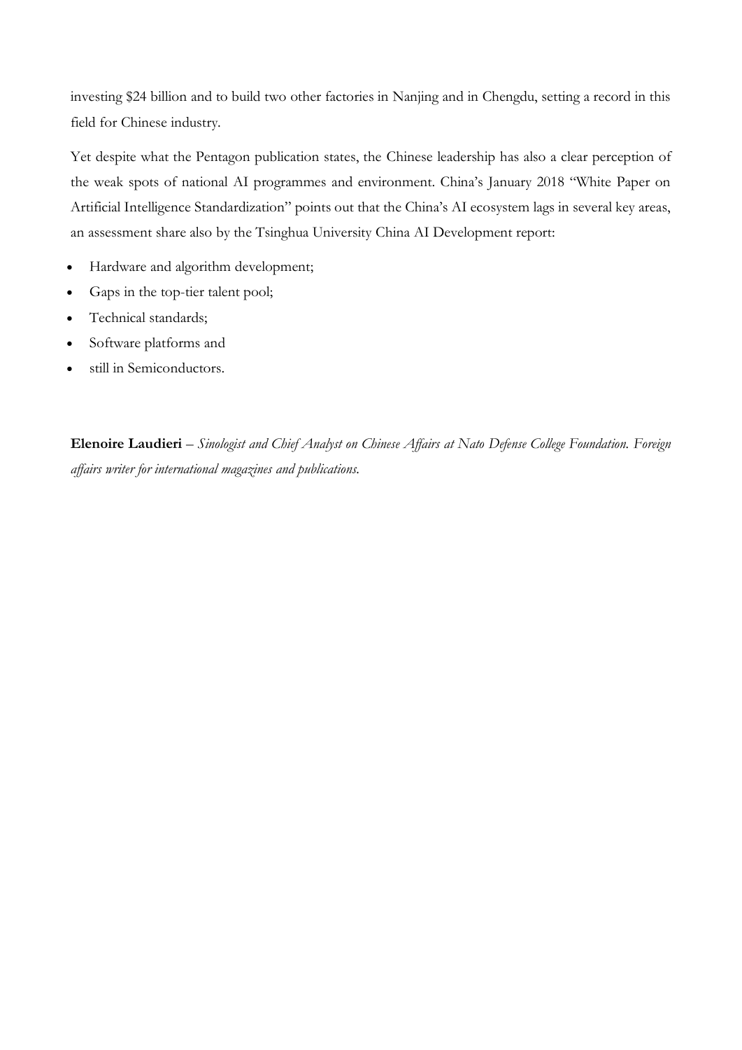investing $24 billion and to build two other factories in Nanjing and in Chengdu, setting a record in this field for Chinese industry.

Yet despite what the Pentagon publication states, the Chinese leadership has also a clear perception of the weak spots of national AI programmes and environment. China's January 2018 "White Paper on Artificial Intelligence Standardization" points out that the China's AI ecosystem lags in several key areas, an assessment share also by the Tsinghua University China AI Development report:

- Hardware and algorithm development;
- Gaps in the top-tier talent pool;
- Technical standards;
- Software platforms and
- still in Semiconductors.

**Elenoire Laudieri** – *Sinologist and Chief Analyst on Chinese Affairs at Nato Defense College Foundation. Foreign affairs writer for international magazines and publications.*